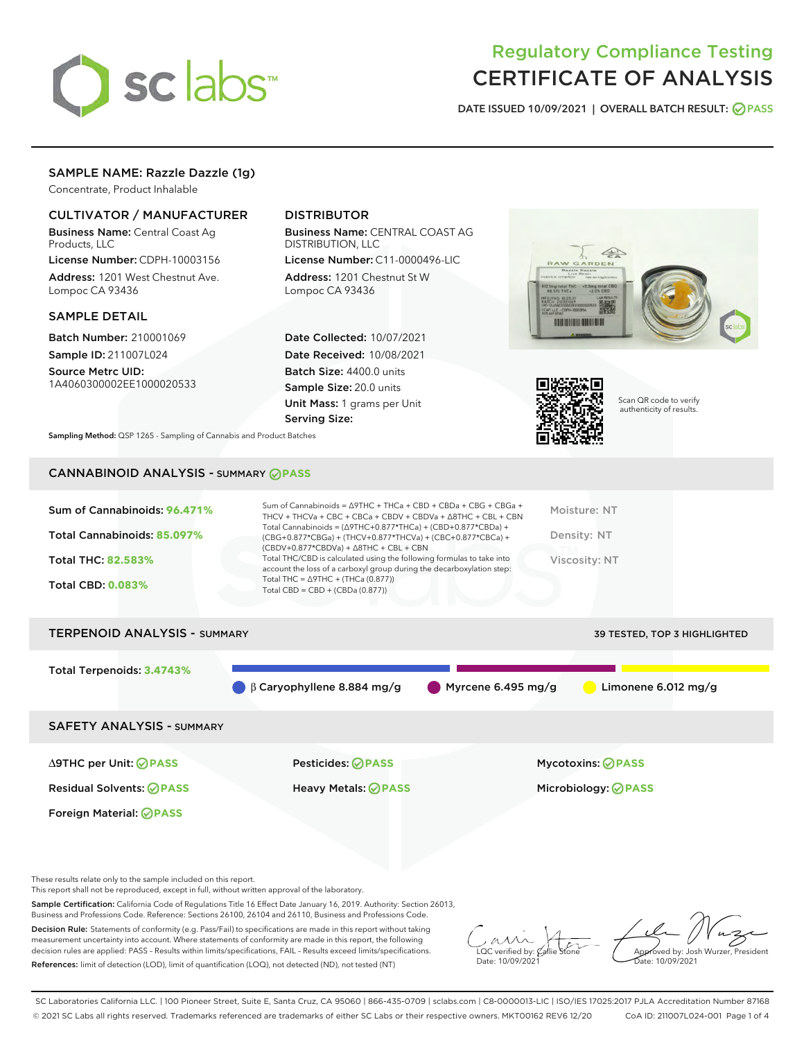# Regulatory Compliance Testing
# CERTIFICATE OF ANALYSIS

DATE ISSUED 10/09/2021 | OVERALL BATCH RESULT: PASS

## SAMPLE NAME: Razzle Dazzle (1g)

Concentrate, Product Inhalable

### CULTIVATOR / MANUFACTURER

**Business Name:** Central Coast Ag Products, LLC

**License Number:** CDPH-10003156

**Address:** 1201 West Chestnut Ave. Lompoc CA 93436

### DISTRIBUTOR

**Business Name:** CENTRAL COAST AG DISTRIBUTION, LLC

**License Number:** C11-0000496-LIC

**Address:** 1201 Chestnut St W Lompoc CA 93436

### SAMPLE DETAIL

**Batch Number:** 210001069

**Sample ID:** 211007L024

**Source Metrc UID:** 1A4060300002EE1000020533

**Date Collected:** 10/07/2021

**Date Received:** 10/08/2021

**Batch Size:** 4400.0 units

**Sample Size:** 20.0 units

**Unit Mass:** 1 grams per Unit

**Serving Size:**

Sampling Method: QSP 1265 - Sampling of Cannabis and Product Batches

Scan QR code to verify authenticity of results.

## CANNABINOID ANALYSIS - SUMMARY PASS

Sum of Cannabinoids: **96.471%**

Total Cannabinoids: **85.097%**

Total THC: **82.583%**

Total CBD: **0.083%**

Sum of Cannabinoids = Δ9THC + THCa + CBD + CBDa + CBG + CBGa + THCV + THCVa + CBC + CBCa + CBDV + CBDVa + Δ8THC + CBL + CBN
Total Cannabinoids = (Δ9THC+0.877*THCa) + (CBD+0.877*CBDa) + (CBG+0.877*CBGa) + (THCV+0.877*THCVa) + (CBC+0.877*CBCa) + (CBDV+0.877*CBDVa) + Δ8THC + CBL + CBN
Total THC/CBD is calculated using the following formulas to take into account the loss of a carboxyl group during the decarboxylation step:
Total THC = Δ9THC + (THCa (0.877))
Total CBD = CBD + (CBDa (0.877))

Moisture: NT

Density: NT

Viscosity: NT

## TERPENOID ANALYSIS - SUMMARY

39 TESTED, TOP 3 HIGHLIGHTED

Total Terpenoids: **3.4743%**

β Caryophyllene 8.884 mg/g | Myrcene 6.495 mg/g | Limonene 6.012 mg/g

## SAFETY ANALYSIS - SUMMARY

Δ9THC per Unit: PASS

Pesticides: PASS

Mycotoxins: PASS

Residual Solvents: PASS

Heavy Metals: PASS

Microbiology: PASS

Foreign Material: PASS

These results relate only to the sample included on this report.
This report shall not be reproduced, except in full, without written approval of the laboratory.

**Sample Certification:** California Code of Regulations Title 16 Effect Date January 16, 2019. Authority: Section 26013, Business and Professions Code. Reference: Sections 26100, 26104 and 26110, Business and Professions Code.

**Decision Rule:** Statements of conformity (e.g. Pass/Fail) to specifications are made in this report without taking measurement uncertainty into account. Where statements of conformity are made in this report, the following decision rules are applied: PASS – Results within limits/specifications, FAIL – Results exceed limits/specifications.

**References:** limit of detection (LOD), limit of quantification (LOQ), not detected (ND), not tested (NT)

LQC verified by: Callie Stone
Date: 10/09/2021

Approved by: Josh Wurzer, President
Date: 10/09/2021

SC Laboratories California LLC. | 100 Pioneer Street, Suite E, Santa Cruz, CA 95060 | 866-435-0709 | sclabs.com | C8-0000013-LIC | ISO/IES 17025:2017 PJLA Accreditation Number 87168
© 2021 SC Labs all rights reserved. Trademarks referenced are trademarks of either SC Labs or their respective owners. MKT00162 REV6 12/20 CoA ID: 211007L024-001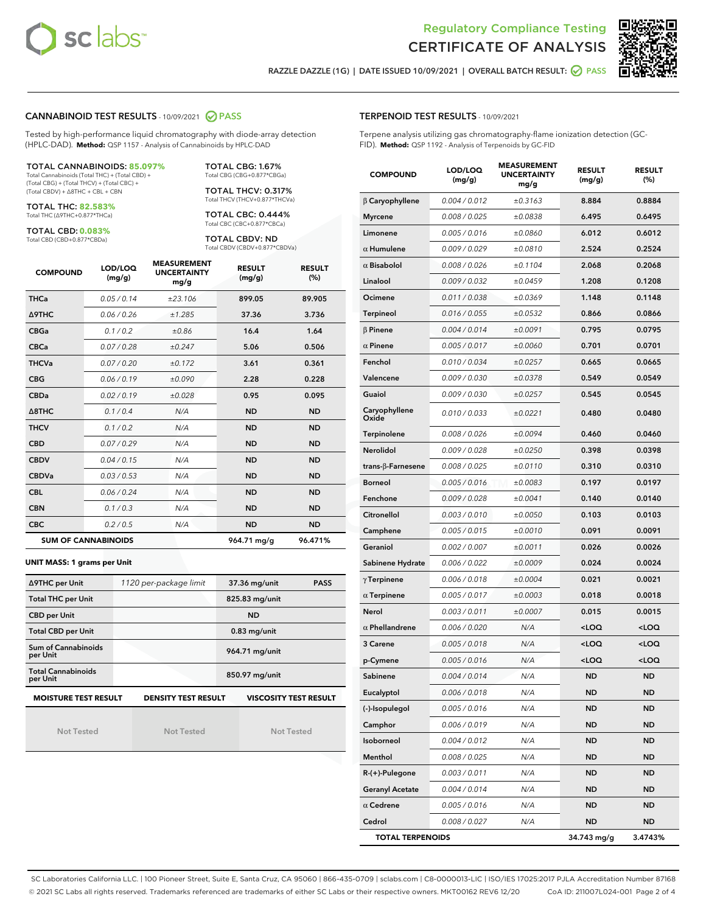# Regulatory Compliance Testing
# CERTIFICATE OF ANALYSIS

RAZZLE DAZZLE (1G) | DATE ISSUED 10/09/2021 | OVERALL BATCH RESULT: PASS

## CANNABINOID TEST RESULTS - 10/09/2021 PASS

Tested by high-performance liquid chromatography with diode-array detection (HPLC-DAD). **Method:** QSP 1157 - Analysis of Cannabinoids by HPLC-DAD

**TOTAL CANNABINOIDS: 85.097%**
Total Cannabinoids (Total THC) + (Total CBD) + (Total CBG) + (Total THCV) + (Total CBC) + (Total CBDV) + Δ8THC + CBL + CBN

**TOTAL THC: 82.583%**
Total THC (Δ9THC+0.877*THCa)

**TOTAL CBD: 0.083%**
Total CBD (CBD+0.877*CBDa)

**TOTAL CBG: 1.67%**
Total CBG (CBG+0.877*CBGa)

**TOTAL THCV: 0.317%**
Total THCV (THCV+0.877*THCVa)

**TOTAL CBC: 0.444%**
Total CBC (CBC+0.877*CBCa)

**TOTAL CBDV: ND**
Total CBDV (CBDV+0.877*CBDVa)

| COMPOUND | LOD/LOQ (mg/g) | MEASUREMENT UNCERTAINTY mg/g | RESULT (mg/g) | RESULT (%) |
|---|---|---|---|---|
| THCa | 0.05 / 0.14 | ±23.106 | 899.05 | 89.905 |
| Δ9THC | 0.06 / 0.26 | ±1.285 | 37.36 | 3.736 |
| CBGa | 0.1 / 0.2 | ±0.86 | 16.4 | 1.64 |
| CBCa | 0.07 / 0.28 | ±0.247 | 5.06 | 0.506 |
| THCVa | 0.07 / 0.20 | ±0.172 | 3.61 | 0.361 |
| CBG | 0.06 / 0.19 | ±0.090 | 2.28 | 0.228 |
| CBDa | 0.02 / 0.19 | ±0.028 | 0.95 | 0.095 |
| Δ8THC | 0.1 / 0.4 | N/A | ND | ND |
| THCV | 0.1 / 0.2 | N/A | ND | ND |
| CBD | 0.07 / 0.29 | N/A | ND | ND |
| CBDV | 0.04 / 0.15 | N/A | ND | ND |
| CBDVa | 0.03 / 0.53 | N/A | ND | ND |
| CBL | 0.06 / 0.24 | N/A | ND | ND |
| CBN | 0.1 / 0.3 | N/A | ND | ND |
| CBC | 0.2 / 0.5 | N/A | ND | ND |
| **SUM OF CANNABINOIDS** | | | **964.71 mg/g** | **96.471%** |

**UNIT MASS: 1 grams per Unit**

| | | | |
|---|---|---|---|
| Δ9THC per Unit | 1120 per-package limit | 37.36 mg/unit | PASS |
| Total THC per Unit | | 825.83 mg/unit | |
| CBD per Unit | | ND | |
| Total CBD per Unit | | 0.83 mg/unit | |
| Sum of Cannabinoids per Unit | | 964.71 mg/unit | |
| Total Cannabinoids per Unit | | 850.97 mg/unit | |

| MOISTURE TEST RESULT | DENSITY TEST RESULT | VISCOSITY TEST RESULT |
|---|---|---|
| Not Tested | Not Tested | Not Tested |

## TERPENOID TEST RESULTS - 10/09/2021

Terpene analysis utilizing gas chromatography-flame ionization detection (GC-FID). **Method:** QSP 1192 - Analysis of Terpenoids by GC-FID

| COMPOUND | LOD/LOQ (mg/g) | MEASUREMENT UNCERTAINTY mg/g | RESULT (mg/g) | RESULT (%) |
|---|---|---|---|---|
| β Caryophyllene | 0.004 / 0.012 | ±0.3163 | 8.884 | 0.8884 |
| Myrcene | 0.008 / 0.025 | ±0.0838 | 6.495 | 0.6495 |
| Limonene | 0.005 / 0.016 | ±0.0860 | 6.012 | 0.6012 |
| α Humulene | 0.009 / 0.029 | ±0.0810 | 2.524 | 0.2524 |
| α Bisabolol | 0.008 / 0.026 | ±0.1104 | 2.068 | 0.2068 |
| Linalool | 0.009 / 0.032 | ±0.0459 | 1.208 | 0.1208 |
| Ocimene | 0.011 / 0.038 | ±0.0369 | 1.148 | 0.1148 |
| Terpineol | 0.016 / 0.055 | ±0.0532 | 0.866 | 0.0866 |
| β Pinene | 0.004 / 0.014 | ±0.0091 | 0.795 | 0.0795 |
| α Pinene | 0.005 / 0.017 | ±0.0060 | 0.701 | 0.0701 |
| Fenchol | 0.010 / 0.034 | ±0.0257 | 0.665 | 0.0665 |
| Valencene | 0.009 / 0.030 | ±0.0378 | 0.549 | 0.0549 |
| Guaiol | 0.009 / 0.030 | ±0.0257 | 0.545 | 0.0545 |
| Caryophyllene Oxide | 0.010 / 0.033 | ±0.0221 | 0.480 | 0.0480 |
| Terpinolene | 0.008 / 0.026 | ±0.0094 | 0.460 | 0.0460 |
| Nerolidol | 0.009 / 0.028 | ±0.0250 | 0.398 | 0.0398 |
| trans-β-Farnesene | 0.008 / 0.025 | ±0.0110 | 0.310 | 0.0310 |
| Borneol | 0.005 / 0.016 | ±0.0083 | 0.197 | 0.0197 |
| Fenchone | 0.009 / 0.028 | ±0.0041 | 0.140 | 0.0140 |
| Citronellol | 0.003 / 0.010 | ±0.0050 | 0.103 | 0.0103 |
| Camphene | 0.005 / 0.015 | ±0.0010 | 0.091 | 0.0091 |
| Geraniol | 0.002 / 0.007 | ±0.0011 | 0.026 | 0.0026 |
| Sabinene Hydrate | 0.006 / 0.022 | ±0.0009 | 0.024 | 0.0024 |
| γ Terpinene | 0.006 / 0.018 | ±0.0004 | 0.021 | 0.0021 |
| α Terpinene | 0.005 / 0.017 | ±0.0003 | 0.018 | 0.0018 |
| Nerol | 0.003 / 0.011 | ±0.0007 | 0.015 | 0.0015 |
| α Phellandrene | 0.006 / 0.020 | N/A | <LOQ | <LOQ |
| 3 Carene | 0.005 / 0.018 | N/A | <LOQ | <LOQ |
| p-Cymene | 0.005 / 0.016 | N/A | <LOQ | <LOQ |
| Sabinene | 0.004 / 0.014 | N/A | ND | ND |
| Eucalyptol | 0.006 / 0.018 | N/A | ND | ND |
| (-)-Isopulegol | 0.005 / 0.016 | N/A | ND | ND |
| Camphor | 0.006 / 0.019 | N/A | ND | ND |
| Isoborneol | 0.004 / 0.012 | N/A | ND | ND |
| Menthol | 0.008 / 0.025 | N/A | ND | ND |
| R-(+)-Pulegone | 0.003 / 0.011 | N/A | ND | ND |
| Geranyl Acetate | 0.004 / 0.014 | N/A | ND | ND |
| α Cedrene | 0.005 / 0.016 | N/A | ND | ND |
| Cedrol | 0.008 / 0.027 | N/A | ND | ND |
| **TOTAL TERPENOIDS** | | | **34.743 mg/g** | **3.4743%** |

SC Laboratories California LLC. | 100 Pioneer Street, Suite E, Santa Cruz, CA 95060 | 866-435-0709 | sclabs.com | C8-0000013-LIC | ISO/IES 17025:2017 PJLA Accreditation Number 87168
© 2021 SC Labs all rights reserved. Trademarks referenced are trademarks of either SC Labs or their respective owners. MKT00162 REV6 12/20 CoA ID: 211007L024-001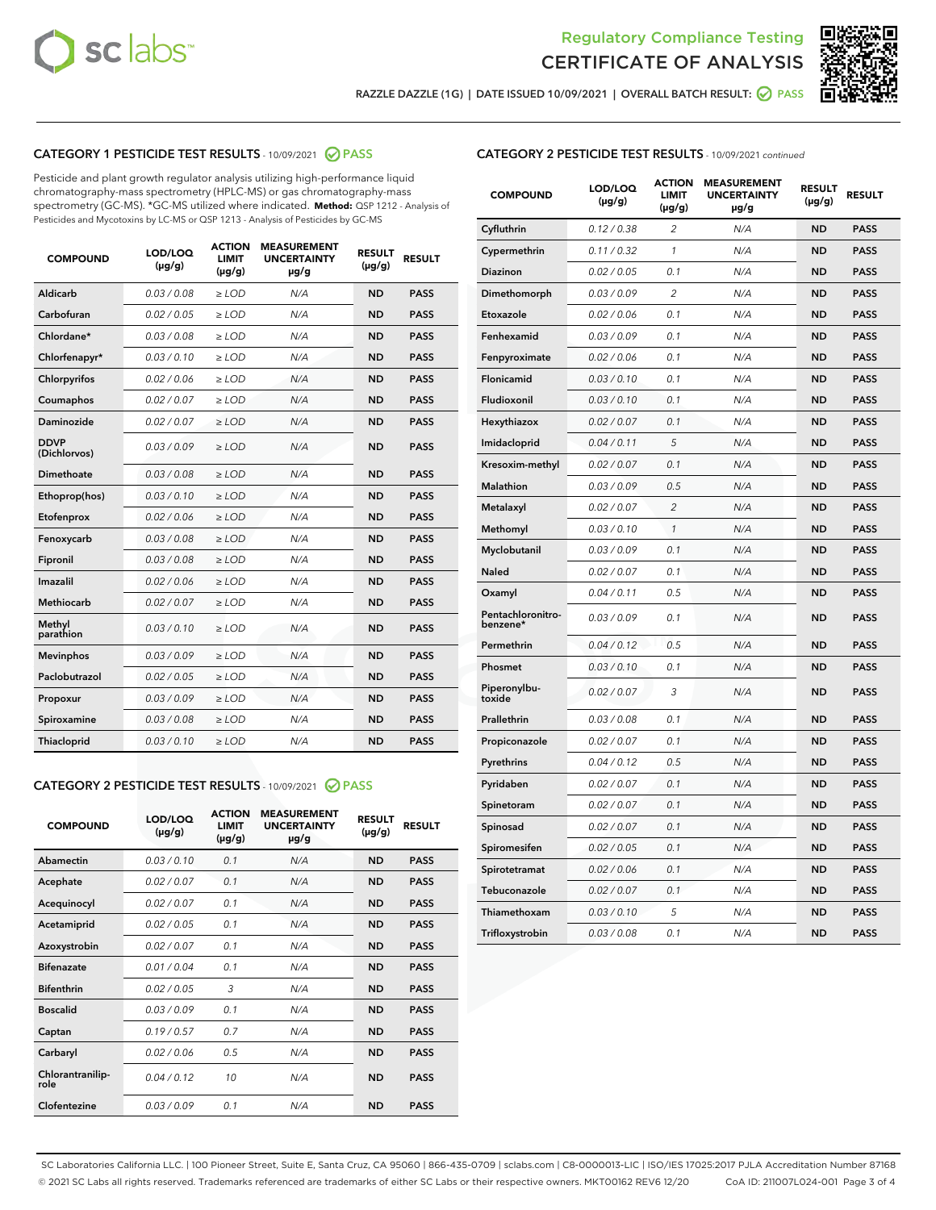Regulatory Compliance Testing

# CERTIFICATE OF ANALYSIS

RAZZLE DAZZLE (1G) | DATE ISSUED 10/09/2021 | OVERALL BATCH RESULT: PASS

## CATEGORY 1 PESTICIDE TEST RESULTS - 10/09/2021 PASS

Pesticide and plant growth regulator analysis utilizing high-performance liquid chromatography-mass spectrometry (HPLC-MS) or gas chromatography-mass spectrometry (GC-MS). *GC-MS utilized where indicated. **Method:** QSP 1212 - Analysis of Pesticides and Mycotoxins by LC-MS or QSP 1213 - Analysis of Pesticides by GC-MS

| COMPOUND | LOD/LOQ (µg/g) | ACTION LIMIT (µg/g) | MEASUREMENT UNCERTAINTY µg/g | RESULT (µg/g) | RESULT |
|---|---|---|---|---|---|
| Aldicarb | 0.03 / 0.08 | ≥ LOD | N/A | ND | PASS |
| Carbofuran | 0.02 / 0.05 | ≥ LOD | N/A | ND | PASS |
| Chlordane* | 0.03 / 0.08 | ≥ LOD | N/A | ND | PASS |
| Chlorfenapyr* | 0.03 / 0.10 | ≥ LOD | N/A | ND | PASS |
| Chlorpyrifos | 0.02 / 0.06 | ≥ LOD | N/A | ND | PASS |
| Coumaphos | 0.02 / 0.07 | ≥ LOD | N/A | ND | PASS |
| Daminozide | 0.02 / 0.07 | ≥ LOD | N/A | ND | PASS |
| DDVP (Dichlorvos) | 0.03 / 0.09 | ≥ LOD | N/A | ND | PASS |
| Dimethoate | 0.03 / 0.08 | ≥ LOD | N/A | ND | PASS |
| Ethoprop(hos) | 0.03 / 0.10 | ≥ LOD | N/A | ND | PASS |
| Etofenprox | 0.02 / 0.06 | ≥ LOD | N/A | ND | PASS |
| Fenoxycarb | 0.03 / 0.08 | ≥ LOD | N/A | ND | PASS |
| Fipronil | 0.03 / 0.08 | ≥ LOD | N/A | ND | PASS |
| Imazalil | 0.02 / 0.06 | ≥ LOD | N/A | ND | PASS |
| Methiocarb | 0.02 / 0.07 | ≥ LOD | N/A | ND | PASS |
| Methyl parathion | 0.03 / 0.10 | ≥ LOD | N/A | ND | PASS |
| Mevinphos | 0.03 / 0.09 | ≥ LOD | N/A | ND | PASS |
| Paclobutrazol | 0.02 / 0.05 | ≥ LOD | N/A | ND | PASS |
| Propoxur | 0.03 / 0.09 | ≥ LOD | N/A | ND | PASS |
| Spiroxamine | 0.03 / 0.08 | ≥ LOD | N/A | ND | PASS |
| Thiacloprid | 0.03 / 0.10 | ≥ LOD | N/A | ND | PASS |

## CATEGORY 2 PESTICIDE TEST RESULTS - 10/09/2021 PASS

| COMPOUND | LOD/LOQ (µg/g) | ACTION LIMIT (µg/g) | MEASUREMENT UNCERTAINTY µg/g | RESULT (µg/g) | RESULT |
|---|---|---|---|---|---|
| Abamectin | 0.03 / 0.10 | 0.1 | N/A | ND | PASS |
| Acephate | 0.02 / 0.07 | 0.1 | N/A | ND | PASS |
| Acequinocyl | 0.02 / 0.07 | 0.1 | N/A | ND | PASS |
| Acetamiprid | 0.02 / 0.05 | 0.1 | N/A | ND | PASS |
| Azoxystrobin | 0.02 / 0.07 | 0.1 | N/A | ND | PASS |
| Bifenazate | 0.01 / 0.04 | 0.1 | N/A | ND | PASS |
| Bifenthrin | 0.02 / 0.05 | 3 | N/A | ND | PASS |
| Boscalid | 0.03 / 0.09 | 0.1 | N/A | ND | PASS |
| Captan | 0.19 / 0.57 | 0.7 | N/A | ND | PASS |
| Carbaryl | 0.02 / 0.06 | 0.5 | N/A | ND | PASS |
| Chlorantraniliprole | 0.04 / 0.12 | 10 | N/A | ND | PASS |
| Clofentezine | 0.03 / 0.09 | 0.1 | N/A | ND | PASS |
| Cyfluthrin | 0.12 / 0.38 | 2 | N/A | ND | PASS |
| Cypermethrin | 0.11 / 0.32 | 1 | N/A | ND | PASS |
| Diazinon | 0.02 / 0.05 | 0.1 | N/A | ND | PASS |
| Dimethomorph | 0.03 / 0.09 | 2 | N/A | ND | PASS |
| Etoxazole | 0.02 / 0.06 | 0.1 | N/A | ND | PASS |
| Fenhexamid | 0.03 / 0.09 | 0.1 | N/A | ND | PASS |
| Fenpyroximate | 0.02 / 0.06 | 0.1 | N/A | ND | PASS |
| Flonicamid | 0.03 / 0.10 | 0.1 | N/A | ND | PASS |
| Fludioxonil | 0.03 / 0.10 | 0.1 | N/A | ND | PASS |
| Hexythiazox | 0.02 / 0.07 | 0.1 | N/A | ND | PASS |
| Imidacloprid | 0.04 / 0.11 | 5 | N/A | ND | PASS |
| Kresoxim-methyl | 0.02 / 0.07 | 0.1 | N/A | ND | PASS |
| Malathion | 0.03 / 0.09 | 0.5 | N/A | ND | PASS |
| Metalaxyl | 0.02 / 0.07 | 2 | N/A | ND | PASS |
| Methomyl | 0.03 / 0.10 | 1 | N/A | ND | PASS |
| Myclobutanil | 0.03 / 0.09 | 0.1 | N/A | ND | PASS |
| Naled | 0.02 / 0.07 | 0.1 | N/A | ND | PASS |
| Oxamyl | 0.04 / 0.11 | 0.5 | N/A | ND | PASS |
| Pentachloronitrobenzene* | 0.03 / 0.09 | 0.1 | N/A | ND | PASS |
| Permethrin | 0.04 / 0.12 | 0.5 | N/A | ND | PASS |
| Phosmet | 0.03 / 0.10 | 0.1 | N/A | ND | PASS |
| Piperonylbutoxide | 0.02 / 0.07 | 3 | N/A | ND | PASS |
| Prallethrin | 0.03 / 0.08 | 0.1 | N/A | ND | PASS |
| Propiconazole | 0.02 / 0.07 | 0.1 | N/A | ND | PASS |
| Pyrethrins | 0.04 / 0.12 | 0.5 | N/A | ND | PASS |
| Pyridaben | 0.02 / 0.07 | 0.1 | N/A | ND | PASS |
| Spinetoram | 0.02 / 0.07 | 0.1 | N/A | ND | PASS |
| Spinosad | 0.02 / 0.07 | 0.1 | N/A | ND | PASS |
| Spiromesifen | 0.02 / 0.05 | 0.1 | N/A | ND | PASS |
| Spirotetramat | 0.02 / 0.06 | 0.1 | N/A | ND | PASS |
| Tebuconazole | 0.02 / 0.07 | 0.1 | N/A | ND | PASS |
| Thiamethoxam | 0.03 / 0.10 | 5 | N/A | ND | PASS |
| Trifloxystrobin | 0.03 / 0.08 | 0.1 | N/A | ND | PASS |

SC Laboratories California LLC. | 100 Pioneer Street, Suite E, Santa Cruz, CA 95060 | 866-435-0709 | sclabs.com | C8-0000013-LIC | ISO/IES 17025:2017 PJLA Accreditation Number 87168
© 2021 SC Labs all rights reserved. Trademarks referenced are trademarks of either SC Labs or their respective owners. MKT00162 REV6 12/20 CoA ID: 211007L024-001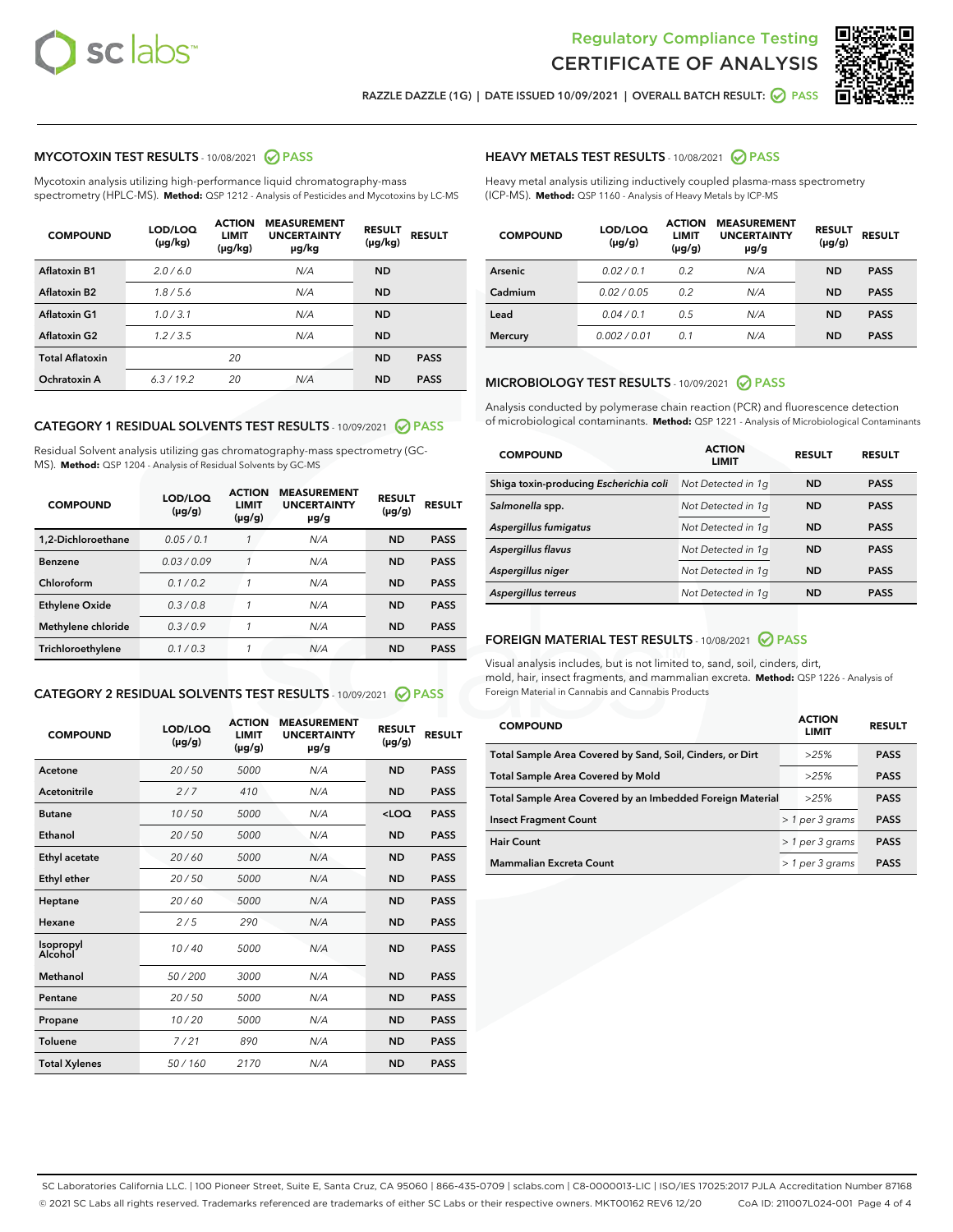Regulatory Compliance Testing

# CERTIFICATE OF ANALYSIS

RAZZLE DAZZLE (1G) | DATE ISSUED 10/09/2021 | OVERALL BATCH RESULT: PASS

## MYCOTOXIN TEST RESULTS - 10/08/2021 PASS

Mycotoxin analysis utilizing high-performance liquid chromatography-mass spectrometry (HPLC-MS). **Method:** QSP 1212 - Analysis of Pesticides and Mycotoxins by LC-MS

| COMPOUND | LOD/LOQ (µg/kg) | ACTION LIMIT (µg/kg) | MEASUREMENT UNCERTAINTY µg/kg | RESULT (µg/kg) | RESULT |
|---|---|---|---|---|---|
| Aflatoxin B1 | 2.0 / 6.0 | | N/A | ND | |
| Aflatoxin B2 | 1.8 / 5.6 | | N/A | ND | |
| Aflatoxin G1 | 1.0 / 3.1 | | N/A | ND | |
| Aflatoxin G2 | 1.2 / 3.5 | | N/A | ND | |
| Total Aflatoxin | | 20 | | ND | PASS |
| Ochratoxin A | 6.3 / 19.2 | 20 | N/A | ND | PASS |

## CATEGORY 1 RESIDUAL SOLVENTS TEST RESULTS - 10/09/2021 PASS

Residual Solvent analysis utilizing gas chromatography-mass spectrometry (GC-MS). **Method:** QSP 1204 - Analysis of Residual Solvents by GC-MS

| COMPOUND | LOD/LOQ (µg/g) | ACTION LIMIT (µg/g) | MEASUREMENT UNCERTAINTY µg/g | RESULT (µg/g) | RESULT |
|---|---|---|---|---|---|
| 1,2-Dichloroethane | 0.05 / 0.1 | 1 | N/A | ND | PASS |
| Benzene | 0.03 / 0.09 | 1 | N/A | ND | PASS |
| Chloroform | 0.1 / 0.2 | 1 | N/A | ND | PASS |
| Ethylene Oxide | 0.3 / 0.8 | 1 | N/A | ND | PASS |
| Methylene chloride | 0.3 / 0.9 | 1 | N/A | ND | PASS |
| Trichloroethylene | 0.1 / 0.3 | 1 | N/A | ND | PASS |

## CATEGORY 2 RESIDUAL SOLVENTS TEST RESULTS - 10/09/2021 PASS

| COMPOUND | LOD/LOQ (µg/g) | ACTION LIMIT (µg/g) | MEASUREMENT UNCERTAINTY µg/g | RESULT (µg/g) | RESULT |
|---|---|---|---|---|---|
| Acetone | 20 / 50 | 5000 | N/A | ND | PASS |
| Acetonitrile | 2 / 7 | 410 | N/A | ND | PASS |
| Butane | 10 / 50 | 5000 | N/A | <LOQ | PASS |
| Ethanol | 20 / 50 | 5000 | N/A | ND | PASS |
| Ethyl acetate | 20 / 60 | 5000 | N/A | ND | PASS |
| Ethyl ether | 20 / 50 | 5000 | N/A | ND | PASS |
| Heptane | 20 / 60 | 5000 | N/A | ND | PASS |
| Hexane | 2 / 5 | 290 | N/A | ND | PASS |
| Isopropyl Alcohol | 10 / 40 | 5000 | N/A | ND | PASS |
| Methanol | 50 / 200 | 3000 | N/A | ND | PASS |
| Pentane | 20 / 50 | 5000 | N/A | ND | PASS |
| Propane | 10 / 20 | 5000 | N/A | ND | PASS |
| Toluene | 7 / 21 | 890 | N/A | ND | PASS |
| Total Xylenes | 50 / 160 | 2170 | N/A | ND | PASS |

## HEAVY METALS TEST RESULTS - 10/08/2021 PASS

Heavy metal analysis utilizing inductively coupled plasma-mass spectrometry (ICP-MS). **Method:** QSP 1160 - Analysis of Heavy Metals by ICP-MS

| COMPOUND | LOD/LOQ (µg/g) | ACTION LIMIT (µg/g) | MEASUREMENT UNCERTAINTY µg/g | RESULT (µg/g) | RESULT |
|---|---|---|---|---|---|
| Arsenic | 0.02 / 0.1 | 0.2 | N/A | ND | PASS |
| Cadmium | 0.02 / 0.05 | 0.2 | N/A | ND | PASS |
| Lead | 0.04 / 0.1 | 0.5 | N/A | ND | PASS |
| Mercury | 0.002 / 0.01 | 0.1 | N/A | ND | PASS |

## MICROBIOLOGY TEST RESULTS - 10/09/2021 PASS

Analysis conducted by polymerase chain reaction (PCR) and fluorescence detection of microbiological contaminants. **Method:** QSP 1221 - Analysis of Microbiological Contaminants

| COMPOUND | ACTION LIMIT | RESULT | RESULT |
|---|---|---|---|
| Shiga toxin-producing *Escherichia coli* | Not Detected in 1g | ND | PASS |
| *Salmonella* spp. | Not Detected in 1g | ND | PASS |
| *Aspergillus fumigatus* | Not Detected in 1g | ND | PASS |
| *Aspergillus flavus* | Not Detected in 1g | ND | PASS |
| *Aspergillus niger* | Not Detected in 1g | ND | PASS |
| *Aspergillus terreus* | Not Detected in 1g | ND | PASS |

## FOREIGN MATERIAL TEST RESULTS - 10/08/2021 PASS

Visual analysis includes, but is not limited to, sand, soil, cinders, dirt, mold, hair, insect fragments, and mammalian excreta. **Method:** QSP 1226 - Analysis of Foreign Material in Cannabis and Cannabis Products

| COMPOUND | ACTION LIMIT | RESULT |
|---|---|---|
| Total Sample Area Covered by Sand, Soil, Cinders, or Dirt | >25% | PASS |
| Total Sample Area Covered by Mold | >25% | PASS |
| Total Sample Area Covered by an Imbedded Foreign Material | >25% | PASS |
| Insect Fragment Count | > 1 per 3 grams | PASS |
| Hair Count | > 1 per 3 grams | PASS |
| Mammalian Excreta Count | > 1 per 3 grams | PASS |

SC Laboratories California LLC. | 100 Pioneer Street, Suite E, Santa Cruz, CA 95060 | 866-435-0709 | sclabs.com | C8-0000013-LIC | ISO/IES 17025:2017 PJLA Accreditation Number 87168
© 2021 SC Labs all rights reserved. Trademarks referenced are trademarks of either SC Labs or their respective owners. MKT00162 REV6 12/20 CoA ID: 211007L024-001